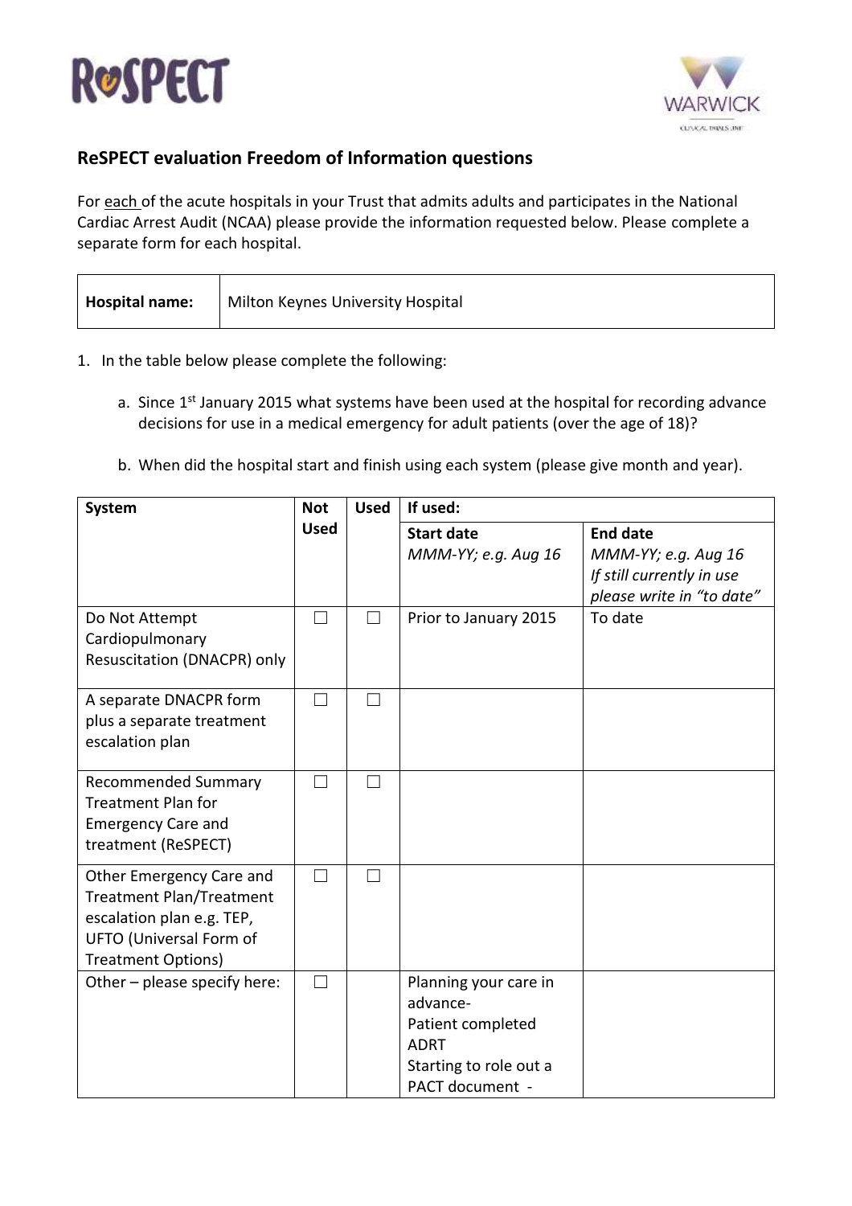## ReSPECT evaluation Freedom of Information questions

For each of the acute hospitals in your Trust that admits adults and participates in the National Cardiac Arrest Audit (NCAA) please provide the information requested below. Please complete a separate form for each hospital.

| **Hospital name:** | Milton Keynes University Hospital |
|---|---|

1. In the table below please complete the following:

   a. Since 1st January 2015 what systems have been used at the hospital for recording advance decisions for use in a medical emergency for adult patients (over the age of 18)?

   b. When did the hospital start and finish using each system (please give month and year).

| **System** | **Not Used** | **Used** | **If used:** | |
|---|---|---|---|---|
| | | | **Start date** *MMM-YY; e.g. Aug 16* | **End date** *MMM-YY; e.g. Aug 16 If still currently in use please write in "to date"* |
| Do Not Attempt Cardiopulmonary Resuscitation (DNACPR) only | ☐ | ☐ | Prior to January 2015 | To date |
| A separate DNACPR form plus a separate treatment escalation plan | ☐ | ☐ | | |
| Recommended Summary Treatment Plan for Emergency Care and treatment (ReSPECT) | ☐ | ☐ | | |
| Other Emergency Care and Treatment Plan/Treatment escalation plan e.g. TEP, UFTO (Universal Form of Treatment Options) | ☐ | ☐ | | |
| Other – please specify here: | ☐ | | Planning your care in advance- Patient completed ADRT Starting to role out a PACT document - | |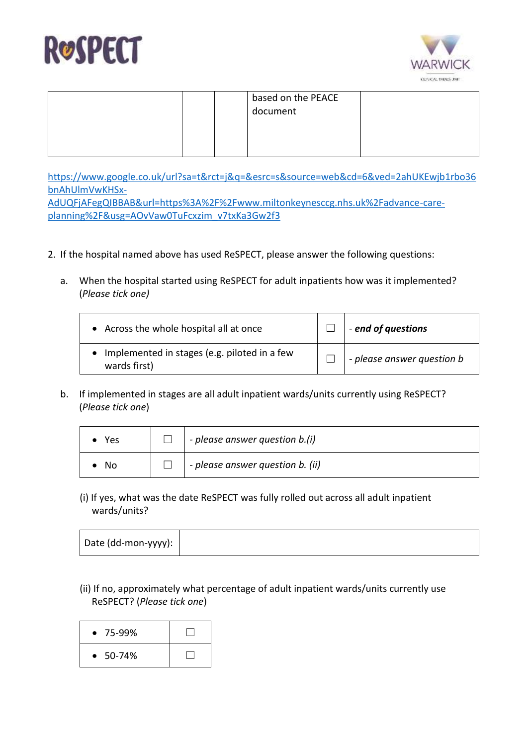|  |  |  | based on the PEACE document |  |
|---|---|---|---|---|

https://www.google.co.uk/url?sa=t&rct=j&q=&esrc=s&source=web&cd=6&ved=2ahUKEwjb1rbo36bnAhUlmVwKHSx-AdUQFjAFegQIBBAB&url=https%3A%2F%2Fwww.miltonkeynesccg.nhs.uk%2Fadvance-care-planning%2F&usg=AOvVaw0TuFcxzim_v7txKa3Gw2f3

2. If the hospital named above has used ReSPECT, please answer the following questions:

   a. When the hospital started using ReSPECT for adult inpatients how was it implemented? (*Please tick one*)

| | | |
|---|---|---|
| • Across the whole hospital all at once | ☐ | - ***end of questions*** |
| • Implemented in stages (e.g. piloted in a few wards first) | ☐ | - *please answer question b* |

   b. If implemented in stages are all adult inpatient wards/units currently using ReSPECT? (*Please tick one*)

| | | |
|---|---|---|
| • Yes | ☐ | - *please answer question b.(i)* |
| • No | ☐ | - *please answer question b. (ii)* |

   (i) If yes, what was the date ReSPECT was fully rolled out across all adult inpatient wards/units?

| | |
|---|---|
| Date (dd-mon-yyyy): | |

   (ii) If no, approximately what percentage of adult inpatient wards/units currently use ReSPECT? (*Please tick one*)

| | |
|---|---|
| • 75-99% | ☐ |
| • 50-74% | ☐ |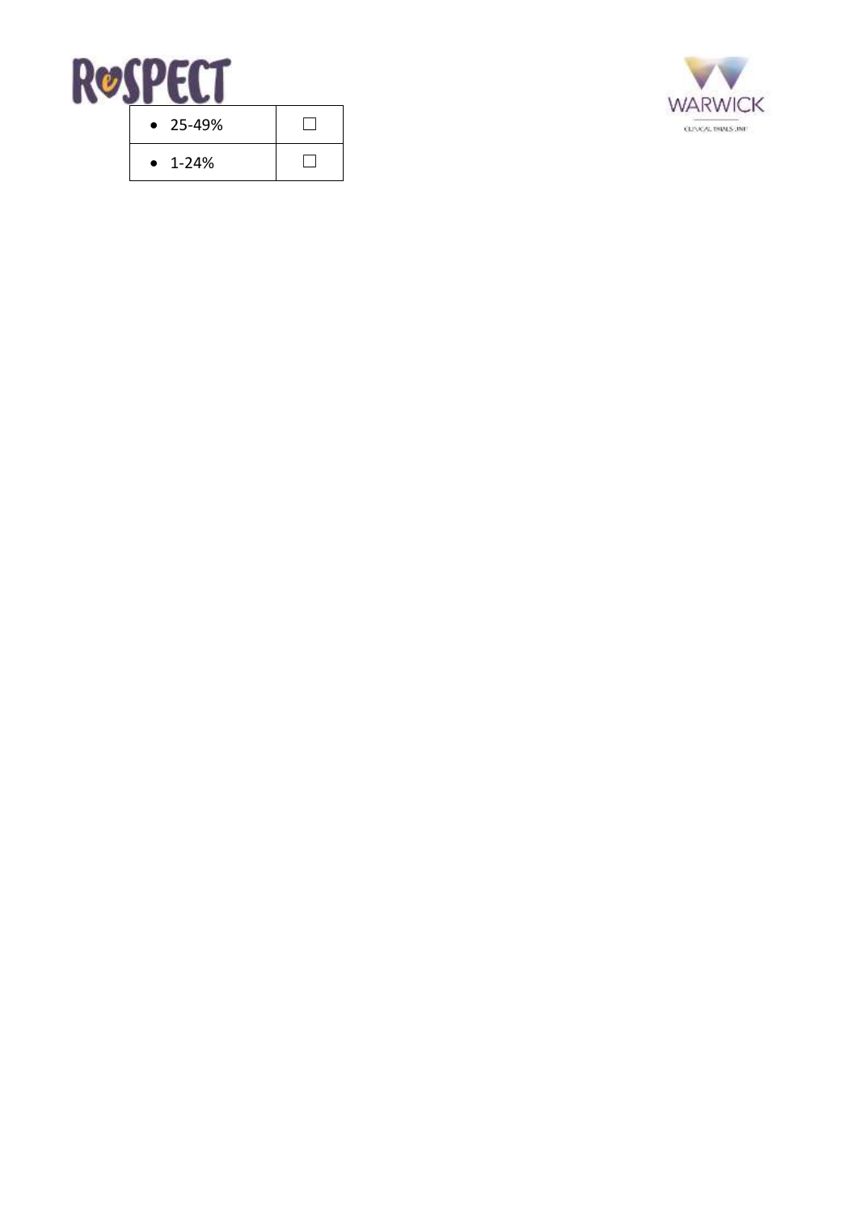| | |
|---|---|
| • 25-49% | ☐ |
| • 1-24% | ☐ |